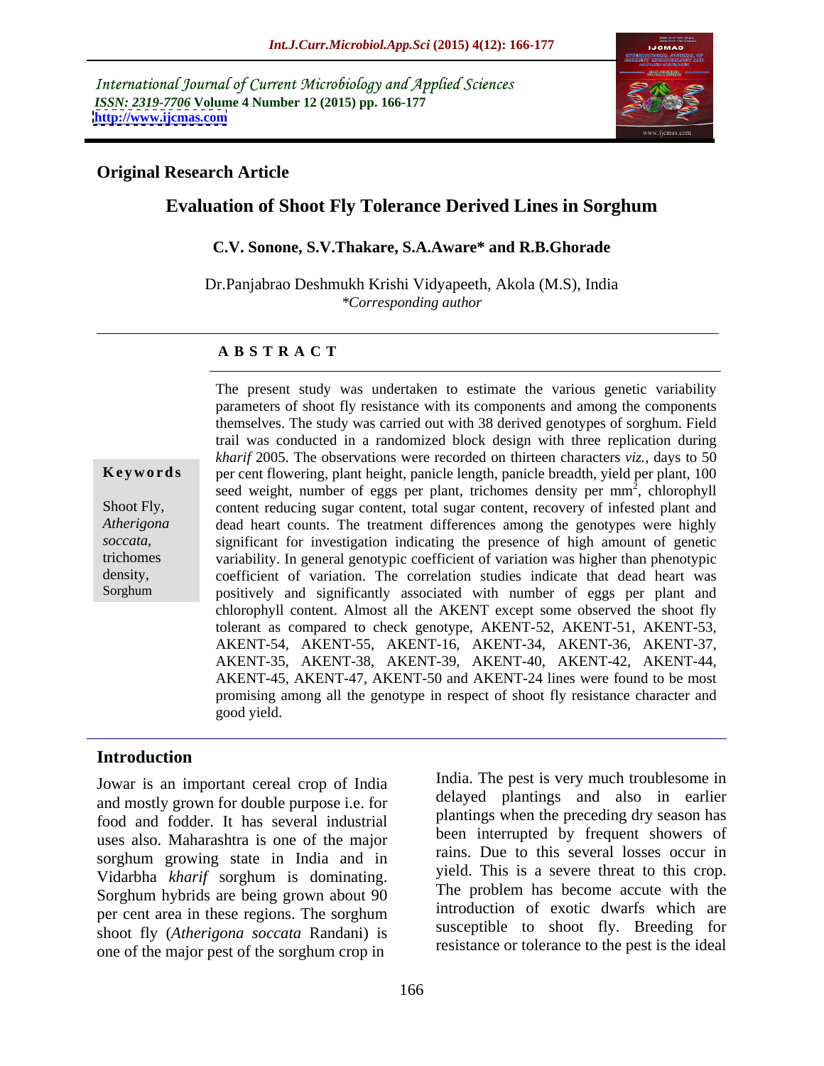International Journal of Current Microbiology and Applied Sciences
*ISSN: 2319-7706* **Volume 4 Number 12 (2015) pp. 166-177**
**http://www.ijcmas.com**

**Original Research Article**

# Evaluation of Shoot Fly Tolerance Derived Lines in Sorghum

**C.V. Sonone, S.V.Thakare, S.A.Aware\* and R.B.Ghorade**

Dr.Panjabrao Deshmukh Krishi Vidyapeeth, Akola (M.S), India
*\*Corresponding author*

## A B S T R A C T

**Keywords**

Shoot Fly, *Atherigona soccata,* trichomes density, Sorghum

The present study was undertaken to estimate the various genetic variability parameters of shoot fly resistance with its components and among the components themselves. The study was carried out with 38 derived genotypes of sorghum. Field trail was conducted in a randomized block design with three replication during *kharif* 2005. The observations were recorded on thirteen characters *viz.,* days to 50 per cent flowering, plant height, panicle length, panicle breadth, yield per plant, 100 seed weight, number of eggs per plant, trichomes density per mm$^2$, chlorophyll content reducing sugar content, total sugar content, recovery of infested plant and dead heart counts. The treatment differences among the genotypes were highly significant for investigation indicating the presence of high amount of genetic variability. In general genotypic coefficient of variation was higher than phenotypic coefficient of variation. The correlation studies indicate that dead heart was positively and significantly associated with number of eggs per plant and chlorophyll content. Almost all the AKENT except some observed the shoot fly tolerant as compared to check genotype, AKENT-52, AKENT-51, AKENT-53, AKENT-54, AKENT-55, AKENT-16, AKENT-34, AKENT-36, AKENT-37, AKENT-35, AKENT-38, AKENT-39, AKENT-40, AKENT-42, AKENT-44, AKENT-45, AKENT-47, AKENT-50 and AKENT-24 lines were found to be most promising among all the genotype in respect of shoot fly resistance character and good yield.

## Introduction

Jowar is an important cereal crop of India and mostly grown for double purpose i.e. for food and fodder. It has several industrial uses also. Maharashtra is one of the major sorghum growing state in India and in Vidarbha *kharif* sorghum is dominating. Sorghum hybrids are being grown about 90 per cent area in these regions. The sorghum shoot fly (*Atherigona soccata* Randani) is one of the major pest of the sorghum crop in India. The pest is very much troublesome in delayed plantings and also in earlier plantings when the preceding dry season has been interrupted by frequent showers of rains. Due to this several losses occur in yield. This is a severe threat to this crop. The problem has become accute with the introduction of exotic dwarfs which are susceptible to shoot fly. Breeding for resistance or tolerance to the pest is the ideal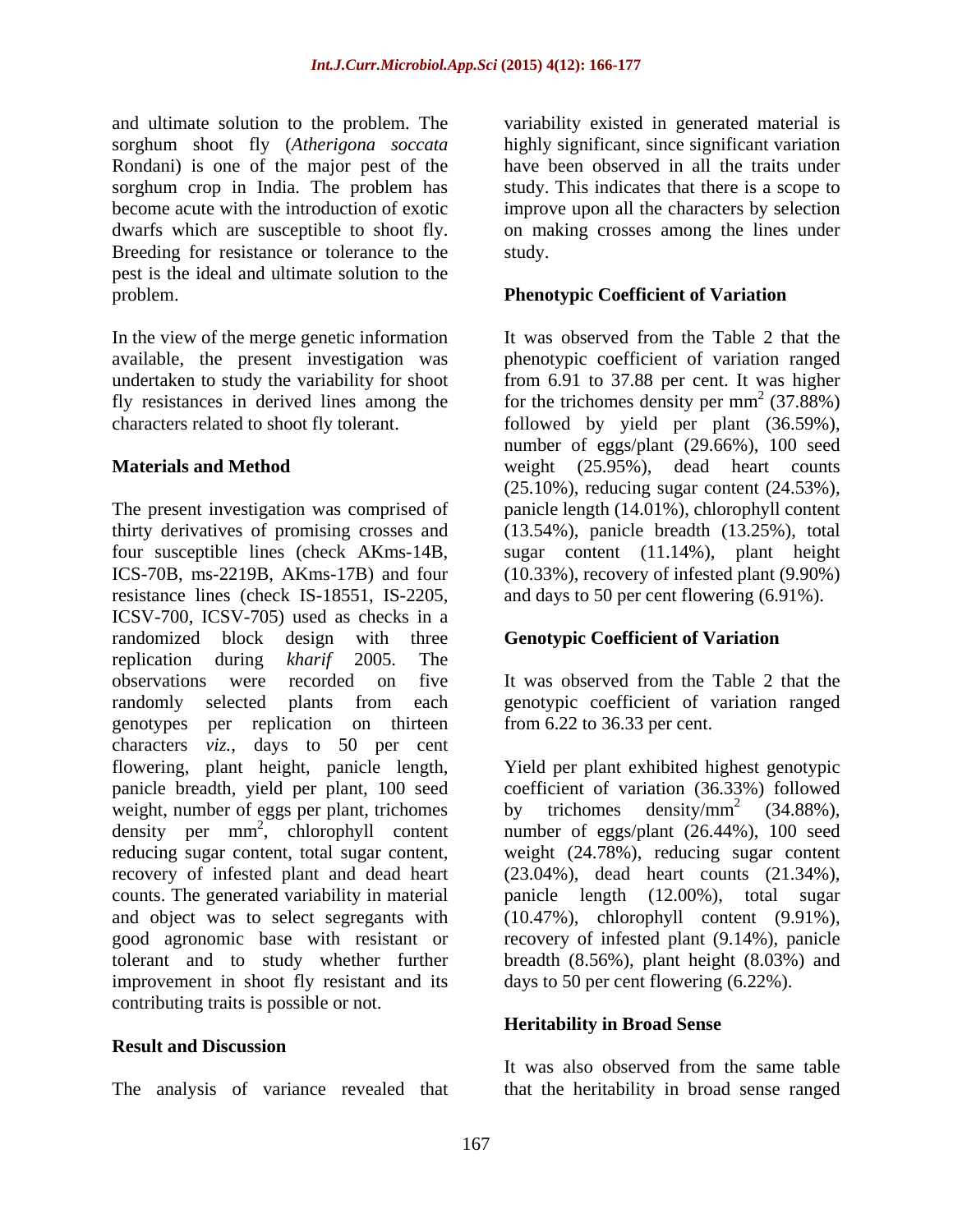and ultimate solution to the problem. The sorghum shoot fly (*Atherigona soccata* Rondani) is one of the major pest of the sorghum crop in India. The problem has become acute with the introduction of exotic dwarfs which are susceptible to shoot fly. Breeding for resistance or tolerance to the pest is the ideal and ultimate solution to the problem.

In the view of the merge genetic information available, the present investigation was undertaken to study the variability for shoot fly resistances in derived lines among the characters related to shoot fly tolerant.

## Materials and Method

The present investigation was comprised of thirty derivatives of promising crosses and four susceptible lines (check AKms-14B, ICS-70B, ms-2219B, AKms-17B) and four resistance lines (check IS-18551, IS-2205, ICSV-700, ICSV-705) used as checks in a randomized block design with three replication during *kharif* 2005. The observations were recorded on five randomly selected plants from each genotypes per replication on thirteen characters *viz.*, days to 50 per cent flowering, plant height, panicle length, panicle breadth, yield per plant, 100 seed weight, number of eggs per plant, trichomes density per mm$^2$, chlorophyll content reducing sugar content, total sugar content, recovery of infested plant and dead heart counts. The generated variability in material and object was to select segregants with good agronomic base with resistant or tolerant and to study whether further improvement in shoot fly resistant and its contributing traits is possible or not.

## Result and Discussion

The analysis of variance revealed that variability existed in generated material is highly significant, since significant variation have been observed in all the traits under study. This indicates that there is a scope to improve upon all the characters by selection on making crosses among the lines under study.

### Phenotypic Coefficient of Variation

It was observed from the Table 2 that the phenotypic coefficient of variation ranged from 6.91 to 37.88 per cent. It was higher for the trichomes density per mm$^2$ (37.88%) followed by yield per plant (36.59%), number of eggs/plant (29.66%), 100 seed weight (25.95%), dead heart counts (25.10%), reducing sugar content (24.53%), panicle length (14.01%), chlorophyll content (13.54%), panicle breadth (13.25%), total sugar content (11.14%), plant height (10.33%), recovery of infested plant (9.90%) and days to 50 per cent flowering (6.91%).

### Genotypic Coefficient of Variation

It was observed from the Table 2 that the genotypic coefficient of variation ranged from 6.22 to 36.33 per cent.

Yield per plant exhibited highest genotypic coefficient of variation (36.33%) followed by trichomes density/mm$^2$ (34.88%), number of eggs/plant (26.44%), 100 seed weight (24.78%), reducing sugar content (23.04%), dead heart counts (21.34%), panicle length (12.00%), total sugar (10.47%), chlorophyll content (9.91%), recovery of infested plant (9.14%), panicle breadth (8.56%), plant height (8.03%) and days to 50 per cent flowering (6.22%).

### Heritability in Broad Sense

It was also observed from the same table that the heritability in broad sense ranged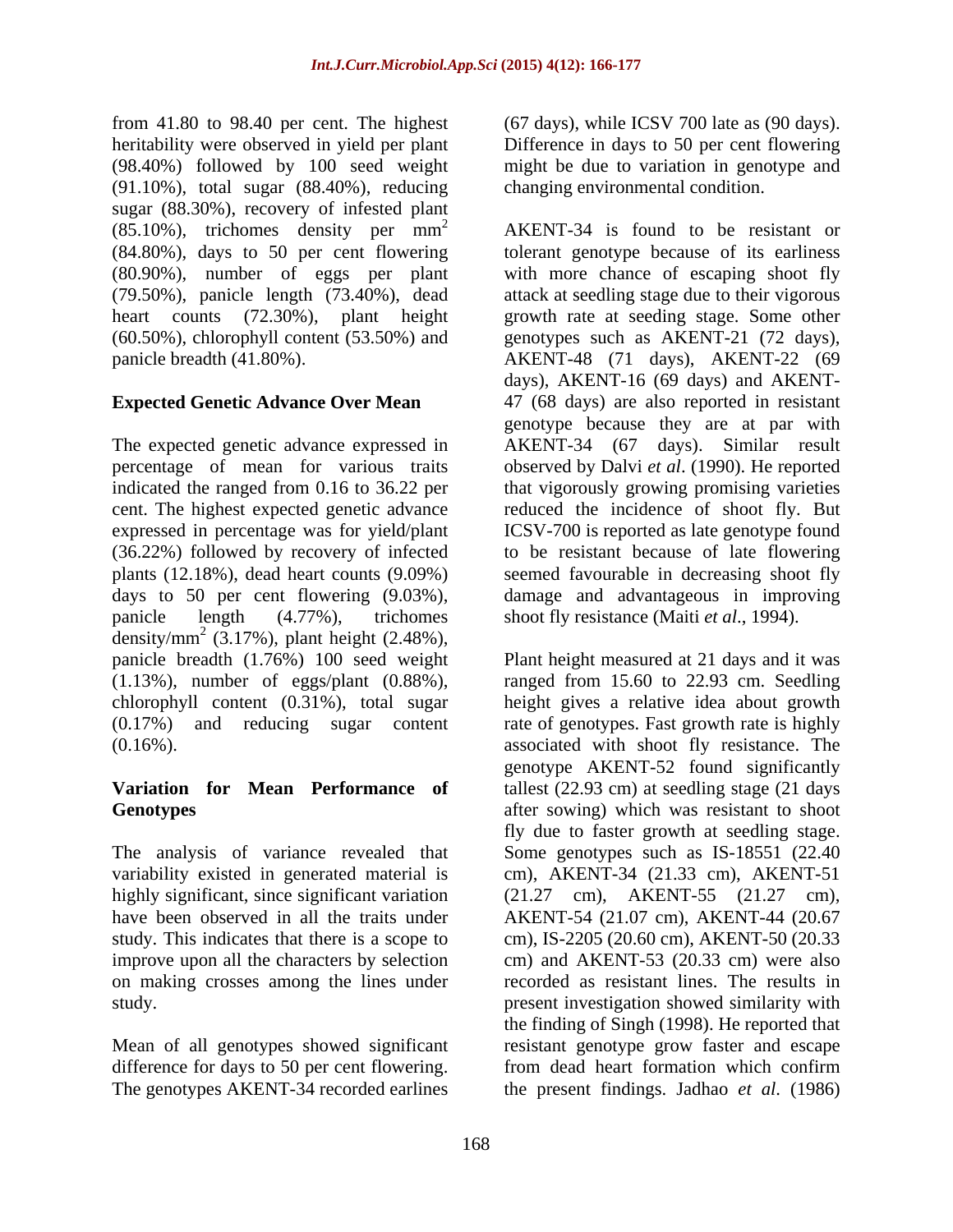from 41.80 to 98.40 per cent. The highest heritability were observed in yield per plant (98.40%) followed by 100 seed weight (91.10%), total sugar (88.40%), reducing sugar (88.30%), recovery of infested plant (85.10%), trichomes density per $mm^2$ (84.80%), days to 50 per cent flowering (80.90%), number of eggs per plant (79.50%), panicle length (73.40%), dead heart counts (72.30%), plant height (60.50%), chlorophyll content (53.50%) and panicle breadth (41.80%).

## Expected Genetic Advance Over Mean

The expected genetic advance expressed in percentage of mean for various traits indicated the ranged from 0.16 to 36.22 per cent. The highest expected genetic advance expressed in percentage was for yield/plant (36.22%) followed by recovery of infected plants (12.18%), dead heart counts (9.09%) days to 50 per cent flowering (9.03%), panicle length (4.77%), trichomes density/$mm^2$ (3.17%), plant height (2.48%), panicle breadth (1.76%) 100 seed weight (1.13%), number of eggs/plant (0.88%), chlorophyll content (0.31%), total sugar (0.17%) and reducing sugar content (0.16%).

## Variation for Mean Performance of Genotypes

The analysis of variance revealed that variability existed in generated material is highly significant, since significant variation have been observed in all the traits under study. This indicates that there is a scope to improve upon all the characters by selection on making crosses among the lines under study.

Mean of all genotypes showed significant difference for days to 50 per cent flowering. The genotypes AKENT-34 recorded earlines (67 days), while ICSV 700 late as (90 days). Difference in days to 50 per cent flowering might be due to variation in genotype and changing environmental condition.

AKENT-34 is found to be resistant or tolerant genotype because of its earliness with more chance of escaping shoot fly attack at seedling stage due to their vigorous growth rate at seeding stage. Some other genotypes such as AKENT-21 (72 days), AKENT-48 (71 days), AKENT-22 (69 days), AKENT-16 (69 days) and AKENT-47 (68 days) are also reported in resistant genotype because they are at par with AKENT-34 (67 days). Similar result observed by Dalvi *et al*. (1990). He reported that vigorously growing promising varieties reduced the incidence of shoot fly. But ICSV-700 is reported as late genotype found to be resistant because of late flowering seemed favourable in decreasing shoot fly damage and advantageous in improving shoot fly resistance (Maiti *et al*., 1994).

Plant height measured at 21 days and it was ranged from 15.60 to 22.93 cm. Seedling height gives a relative idea about growth rate of genotypes. Fast growth rate is highly associated with shoot fly resistance. The genotype AKENT-52 found significantly tallest (22.93 cm) at seedling stage (21 days after sowing) which was resistant to shoot fly due to faster growth at seedling stage. Some genotypes such as IS-18551 (22.40 cm), AKENT-34 (21.33 cm), AKENT-51 (21.27 cm), AKENT-55 (21.27 cm), AKENT-54 (21.07 cm), AKENT-44 (20.67 cm), IS-2205 (20.60 cm), AKENT-50 (20.33 cm) and AKENT-53 (20.33 cm) were also recorded as resistant lines. The results in present investigation showed similarity with the finding of Singh (1998). He reported that resistant genotype grow faster and escape from dead heart formation which confirm the present findings. Jadhao *et al*. (1986)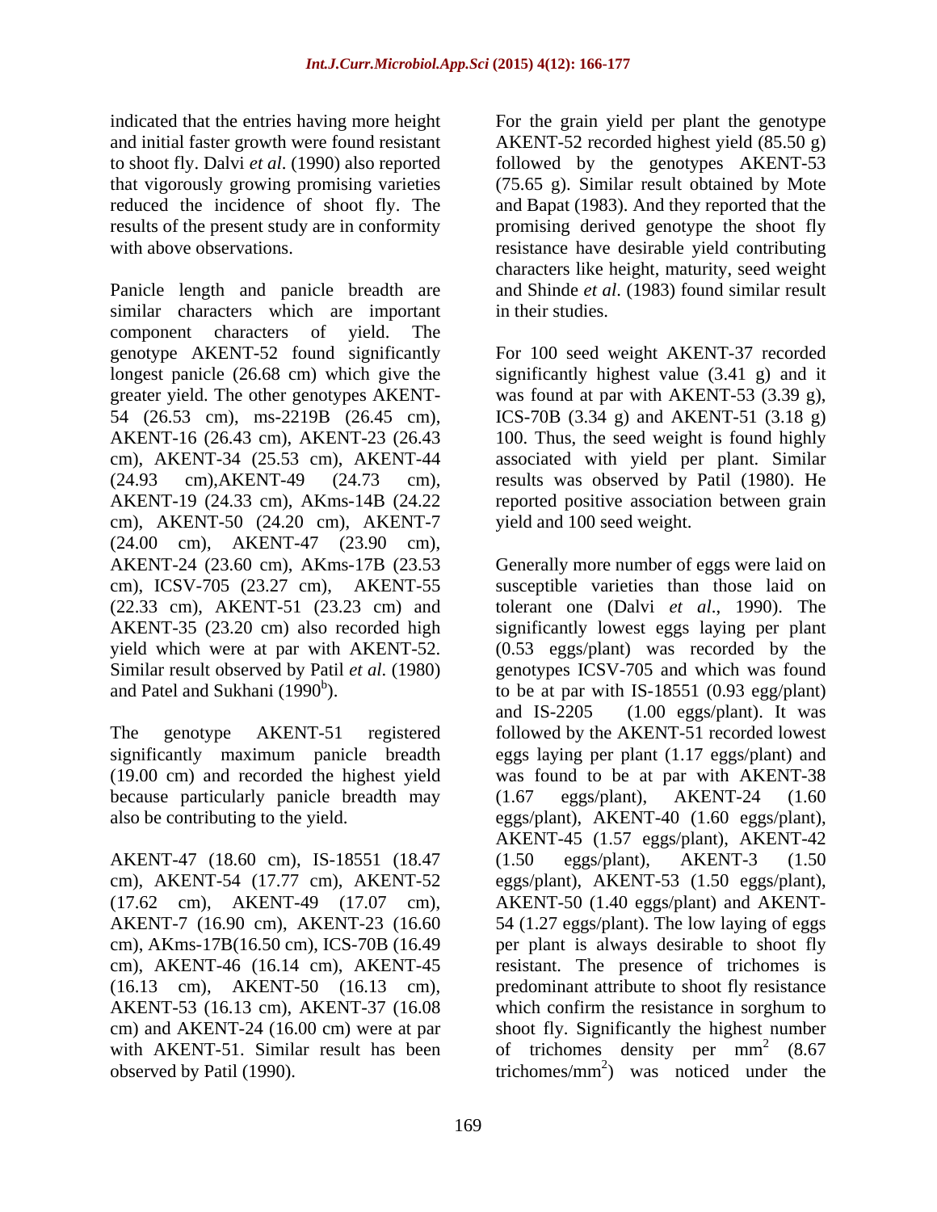indicated that the entries having more height and initial faster growth were found resistant to shoot fly. Dalvi *et al*. (1990) also reported that vigorously growing promising varieties reduced the incidence of shoot fly. The results of the present study are in conformity with above observations.

Panicle length and panicle breadth are similar characters which are important component characters of yield. The genotype AKENT-52 found significantly longest panicle (26.68 cm) which give the greater yield. The other genotypes AKENT-54 (26.53 cm), ms-2219B (26.45 cm), AKENT-16 (26.43 cm), AKENT-23 (26.43 cm), AKENT-34 (25.53 cm), AKENT-44 (24.93 cm),AKENT-49 (24.73 cm), AKENT-19 (24.33 cm), AKms-14B (24.22 cm), AKENT-50 (24.20 cm), AKENT-7 (24.00 cm), AKENT-47 (23.90 cm), AKENT-24 (23.60 cm), AKms-17B (23.53 cm), ICSV-705 (23.27 cm), AKENT-55 (22.33 cm), AKENT-51 (23.23 cm) and AKENT-35 (23.20 cm) also recorded high yield which were at par with AKENT-52. Similar result observed by Patil *et al*. (1980) and Patel and Sukhani (1990[b]).

The genotype AKENT-51 registered significantly maximum panicle breadth (19.00 cm) and recorded the highest yield because particularly panicle breadth may also be contributing to the yield.

AKENT-47 (18.60 cm), IS-18551 (18.47 cm), AKENT-54 (17.77 cm), AKENT-52 (17.62 cm), AKENT-49 (17.07 cm), AKENT-7 (16.90 cm), AKENT-23 (16.60 cm), AKms-17B(16.50 cm), ICS-70B (16.49 cm), AKENT-46 (16.14 cm), AKENT-45 (16.13 cm), AKENT-50 (16.13 cm), AKENT-53 (16.13 cm), AKENT-37 (16.08 cm) and AKENT-24 (16.00 cm) were at par with AKENT-51. Similar result has been observed by Patil (1990).

For the grain yield per plant the genotype AKENT-52 recorded highest yield (85.50 g) followed by the genotypes AKENT-53 (75.65 g). Similar result obtained by Mote and Bapat (1983). And they reported that the promising derived genotype the shoot fly resistance have desirable yield contributing characters like height, maturity, seed weight and Shinde *et al*. (1983) found similar result in their studies.

For 100 seed weight AKENT-37 recorded significantly highest value (3.41 g) and it was found at par with AKENT-53 (3.39 g), ICS-70B (3.34 g) and AKENT-51 (3.18 g) 100. Thus, the seed weight is found highly associated with yield per plant. Similar results was observed by Patil (1980). He reported positive association between grain yield and 100 seed weight.

Generally more number of eggs were laid on susceptible varieties than those laid on tolerant one (Dalvi *et al*., 1990). The significantly lowest eggs laying per plant (0.53 eggs/plant) was recorded by the genotypes ICSV-705 and which was found to be at par with IS-18551 (0.93 egg/plant) and IS-2205 (1.00 eggs/plant). It was followed by the AKENT-51 recorded lowest eggs laying per plant (1.17 eggs/plant) and was found to be at par with AKENT-38 (1.67 eggs/plant), AKENT-24 (1.60 eggs/plant), AKENT-40 (1.60 eggs/plant), AKENT-45 (1.57 eggs/plant), AKENT-42 (1.50 eggs/plant), AKENT-3 (1.50 eggs/plant), AKENT-53 (1.50 eggs/plant), AKENT-50 (1.40 eggs/plant) and AKENT-54 (1.27 eggs/plant). The low laying of eggs per plant is always desirable to shoot fly resistant. The presence of trichomes is predominant attribute to shoot fly resistance which confirm the resistance in sorghum to shoot fly. Significantly the highest number of trichomes density per $mm^2$ (8.67 trichomes/$mm^2$) was noticed under the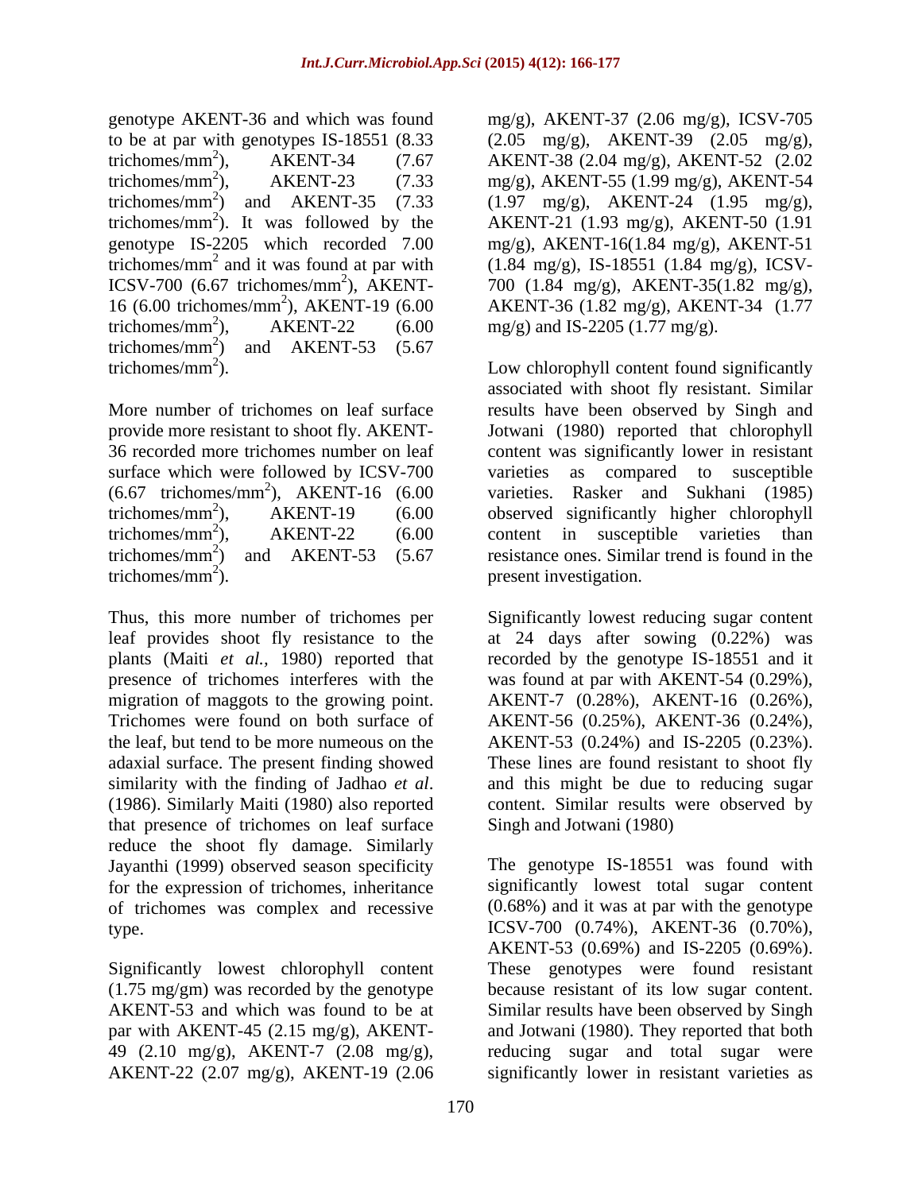genotype AKENT-36 and which was found to be at par with genotypes IS-18551 (8.33 trichomes/mm$^2$), AKENT-34 (7.67 trichomes/mm$^2$), AKENT-23 (7.33 trichomes/mm$^2$) and AKENT-35 (7.33 trichomes/mm$^2$). It was followed by the genotype IS-2205 which recorded 7.00 trichomes/mm$^2$ and it was found at par with ICSV-700 (6.67 trichomes/mm$^2$), AKENT-16 (6.00 trichomes/mm$^2$), AKENT-19 (6.00 trichomes/mm$^2$), AKENT-22 (6.00 trichomes/mm$^2$) and AKENT-53 (5.67 trichomes/mm$^2$).

More number of trichomes on leaf surface provide more resistant to shoot fly. AKENT-36 recorded more trichomes number on leaf surface which were followed by ICSV-700 (6.67 trichomes/mm$^2$), AKENT-16 (6.00 trichomes/mm$^2$), AKENT-19 (6.00 trichomes/mm$^2$), AKENT-22 (6.00 trichomes/mm$^2$) and AKENT-53 (5.67 trichomes/mm$^2$).

Thus, this more number of trichomes per leaf provides shoot fly resistance to the plants (Maiti *et al.,* 1980) reported that presence of trichomes interferes with the migration of maggots to the growing point. Trichomes were found on both surface of the leaf, but tend to be more numeous on the adaxial surface. The present finding showed similarity with the finding of Jadhao *et al*. (1986). Similarly Maiti (1980) also reported that presence of trichomes on leaf surface reduce the shoot fly damage. Similarly Jayanthi (1999) observed season specificity for the expression of trichomes, inheritance of trichomes was complex and recessive type.

Significantly lowest chlorophyll content (1.75 mg/gm) was recorded by the genotype AKENT-53 and which was found to be at par with AKENT-45 (2.15 mg/g), AKENT-49 (2.10 mg/g), AKENT-7 (2.08 mg/g), AKENT-22 (2.07 mg/g), AKENT-19 (2.06 mg/g), AKENT-37 (2.06 mg/g), ICSV-705 (2.05 mg/g), AKENT-39 (2.05 mg/g), AKENT-38 (2.04 mg/g), AKENT-52 (2.02 mg/g), AKENT-55 (1.99 mg/g), AKENT-54 (1.97 mg/g), AKENT-24 (1.95 mg/g), AKENT-21 (1.93 mg/g), AKENT-50 (1.91 mg/g), AKENT-16(1.84 mg/g), AKENT-51 (1.84 mg/g), IS-18551 (1.84 mg/g), ICSV-700 (1.84 mg/g), AKENT-35(1.82 mg/g), AKENT-36 (1.82 mg/g), AKENT-34 (1.77 mg/g) and IS-2205 (1.77 mg/g).

Low chlorophyll content found significantly associated with shoot fly resistant. Similar results have been observed by Singh and Jotwani (1980) reported that chlorophyll content was significantly lower in resistant varieties as compared to susceptible varieties. Rasker and Sukhani (1985) observed significantly higher chlorophyll content in susceptible varieties than resistance ones. Similar trend is found in the present investigation.

Significantly lowest reducing sugar content at 24 days after sowing (0.22%) was recorded by the genotype IS-18551 and it was found at par with AKENT-54 (0.29%), AKENT-7 (0.28%), AKENT-16 (0.26%), AKENT-56 (0.25%), AKENT-36 (0.24%), AKENT-53 (0.24%) and IS-2205 (0.23%). These lines are found resistant to shoot fly and this might be due to reducing sugar content. Similar results were observed by Singh and Jotwani (1980)

The genotype IS-18551 was found with significantly lowest total sugar content (0.68%) and it was at par with the genotype ICSV-700 (0.74%), AKENT-36 (0.70%), AKENT-53 (0.69%) and IS-2205 (0.69%). These genotypes were found resistant because resistant of its low sugar content. Similar results have been observed by Singh and Jotwani (1980). They reported that both reducing sugar and total sugar were significantly lower in resistant varieties as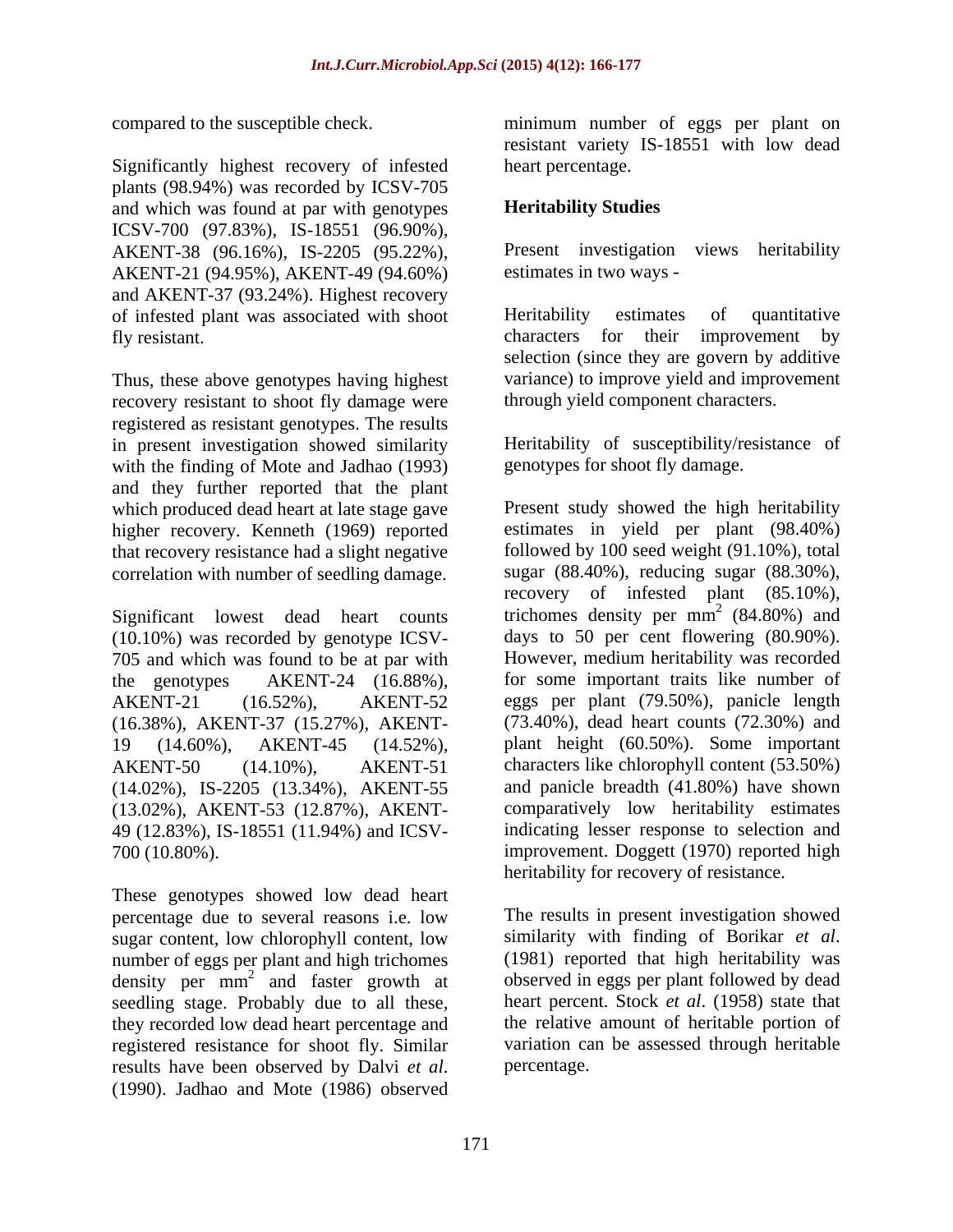compared to the susceptible check.

Significantly highest recovery of infested plants (98.94%) was recorded by ICSV-705 and which was found at par with genotypes ICSV-700 (97.83%), IS-18551 (96.90%), AKENT-38 (96.16%), IS-2205 (95.22%), AKENT-21 (94.95%), AKENT-49 (94.60%) and AKENT-37 (93.24%). Highest recovery of infested plant was associated with shoot fly resistant.

Thus, these above genotypes having highest recovery resistant to shoot fly damage were registered as resistant genotypes. The results in present investigation showed similarity with the finding of Mote and Jadhao (1993) and they further reported that the plant which produced dead heart at late stage gave higher recovery. Kenneth (1969) reported that recovery resistance had a slight negative correlation with number of seedling damage.

Significant lowest dead heart counts (10.10%) was recorded by genotype ICSV-705 and which was found to be at par with the genotypes AKENT-24 (16.88%), AKENT-21 (16.52%), AKENT-52 (16.38%), AKENT-37 (15.27%), AKENT-19 (14.60%), AKENT-45 (14.52%), AKENT-50 (14.10%), AKENT-51 (14.02%), IS-2205 (13.34%), AKENT-55 (13.02%), AKENT-53 (12.87%), AKENT-49 (12.83%), IS-18551 (11.94%) and ICSV-700 (10.80%).

These genotypes showed low dead heart percentage due to several reasons i.e. low sugar content, low chlorophyll content, low number of eggs per plant and high trichomes density per $mm^2$ and faster growth at seedling stage. Probably due to all these, they recorded low dead heart percentage and registered resistance for shoot fly. Similar results have been observed by Dalvi *et al*. (1990). Jadhao and Mote (1986) observed minimum number of eggs per plant on resistant variety IS-18551 with low dead heart percentage.

## Heritability Studies

Present investigation views heritability estimates in two ways -

Heritability estimates of quantitative characters for their improvement by selection (since they are govern by additive variance) to improve yield and improvement through yield component characters.

Heritability of susceptibility/resistance of genotypes for shoot fly damage.

Present study showed the high heritability estimates in yield per plant (98.40%) followed by 100 seed weight (91.10%), total sugar (88.40%), reducing sugar (88.30%), recovery of infested plant (85.10%), trichomes density per $mm^2$ (84.80%) and days to 50 per cent flowering (80.90%). However, medium heritability was recorded for some important traits like number of eggs per plant (79.50%), panicle length (73.40%), dead heart counts (72.30%) and plant height (60.50%). Some important characters like chlorophyll content (53.50%) and panicle breadth (41.80%) have shown comparatively low heritability estimates indicating lesser response to selection and improvement. Doggett (1970) reported high heritability for recovery of resistance.

The results in present investigation showed similarity with finding of Borikar *et al*. (1981) reported that high heritability was observed in eggs per plant followed by dead heart percent. Stock *et al*. (1958) state that the relative amount of heritable portion of variation can be assessed through heritable percentage.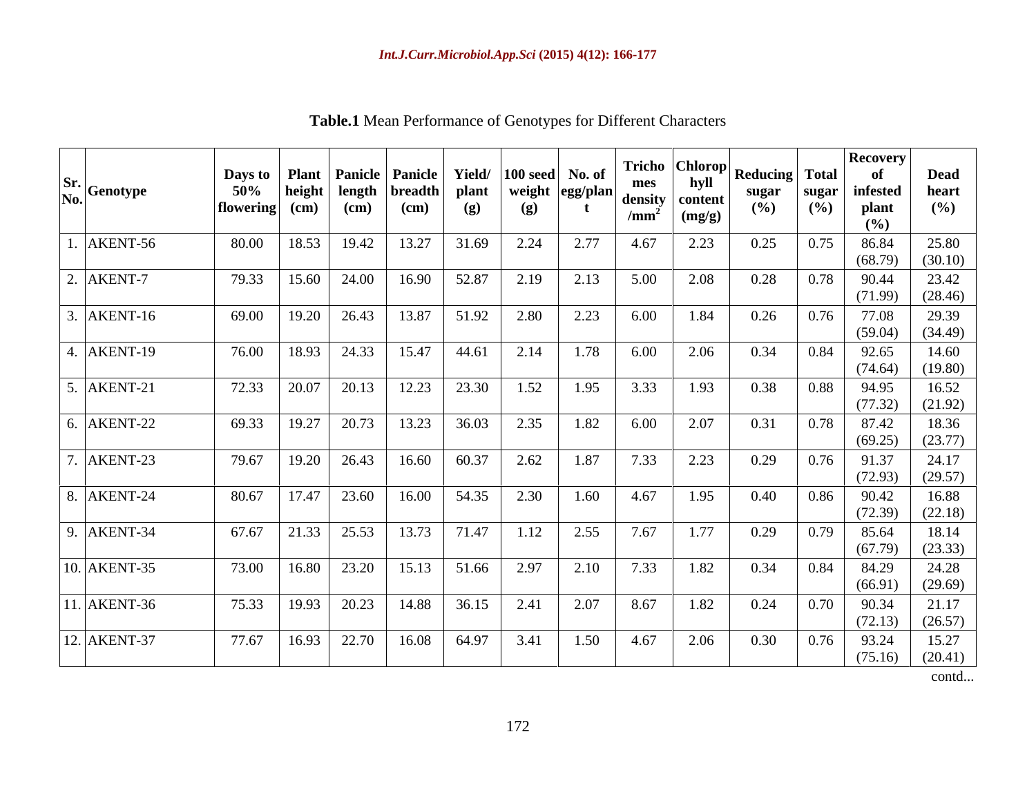**Table.1** Mean Performance of Genotypes for Different Characters

| Sr. No. | Genotype | Days to 50% flowering | Plant height (cm) | Panicle length (cm) | Panicle breadth (cm) | Yield/ plant (g) | 100 seed weight (g) | No. of egg/plant | Trichomes density /$mm^2$ | Chlorophyll content (mg/g) | Reducing sugar (%) | Total sugar (%) | Recovery of infested plant (%) | Dead heart (%) |
|---|---|---|---|---|---|---|---|---|---|---|---|---|---|---|
| 1. | AKENT-56 | 80.00 | 18.53 | 19.42 | 13.27 | 31.69 | 2.24 | 2.77 | 4.67 | 2.23 | 0.25 | 0.75 | 86.84 (68.79) | 25.80 (30.10) |
| 2. | AKENT-7 | 79.33 | 15.60 | 24.00 | 16.90 | 52.87 | 2.19 | 2.13 | 5.00 | 2.08 | 0.28 | 0.78 | 90.44 (71.99) | 23.42 (28.46) |
| 3. | AKENT-16 | 69.00 | 19.20 | 26.43 | 13.87 | 51.92 | 2.80 | 2.23 | 6.00 | 1.84 | 0.26 | 0.76 | 77.08 (59.04) | 29.39 (34.49) |
| 4. | AKENT-19 | 76.00 | 18.93 | 24.33 | 15.47 | 44.61 | 2.14 | 1.78 | 6.00 | 2.06 | 0.34 | 0.84 | 92.65 (74.64) | 14.60 (19.80) |
| 5. | AKENT-21 | 72.33 | 20.07 | 20.13 | 12.23 | 23.30 | 1.52 | 1.95 | 3.33 | 1.93 | 0.38 | 0.88 | 94.95 (77.32) | 16.52 (21.92) |
| 6. | AKENT-22 | 69.33 | 19.27 | 20.73 | 13.23 | 36.03 | 2.35 | 1.82 | 6.00 | 2.07 | 0.31 | 0.78 | 87.42 (69.25) | 18.36 (23.77) |
| 7. | AKENT-23 | 79.67 | 19.20 | 26.43 | 16.60 | 60.37 | 2.62 | 1.87 | 7.33 | 2.23 | 0.29 | 0.76 | 91.37 (72.93) | 24.17 (29.57) |
| 8. | AKENT-24 | 80.67 | 17.47 | 23.60 | 16.00 | 54.35 | 2.30 | 1.60 | 4.67 | 1.95 | 0.40 | 0.86 | 90.42 (72.39) | 16.88 (22.18) |
| 9. | AKENT-34 | 67.67 | 21.33 | 25.53 | 13.73 | 71.47 | 1.12 | 2.55 | 7.67 | 1.77 | 0.29 | 0.79 | 85.64 (67.79) | 18.14 (23.33) |
| 10. | AKENT-35 | 73.00 | 16.80 | 23.20 | 15.13 | 51.66 | 2.97 | 2.10 | 7.33 | 1.82 | 0.34 | 0.84 | 84.29 (66.91) | 24.28 (29.69) |
| 11. | AKENT-36 | 75.33 | 19.93 | 20.23 | 14.88 | 36.15 | 2.41 | 2.07 | 8.67 | 1.82 | 0.24 | 0.70 | 90.34 (72.13) | 21.17 (26.57) |
| 12. | AKENT-37 | 77.67 | 16.93 | 22.70 | 16.08 | 64.97 | 3.41 | 1.50 | 4.67 | 2.06 | 0.30 | 0.76 | 93.24 (75.16) | 15.27 (20.41) |

contd...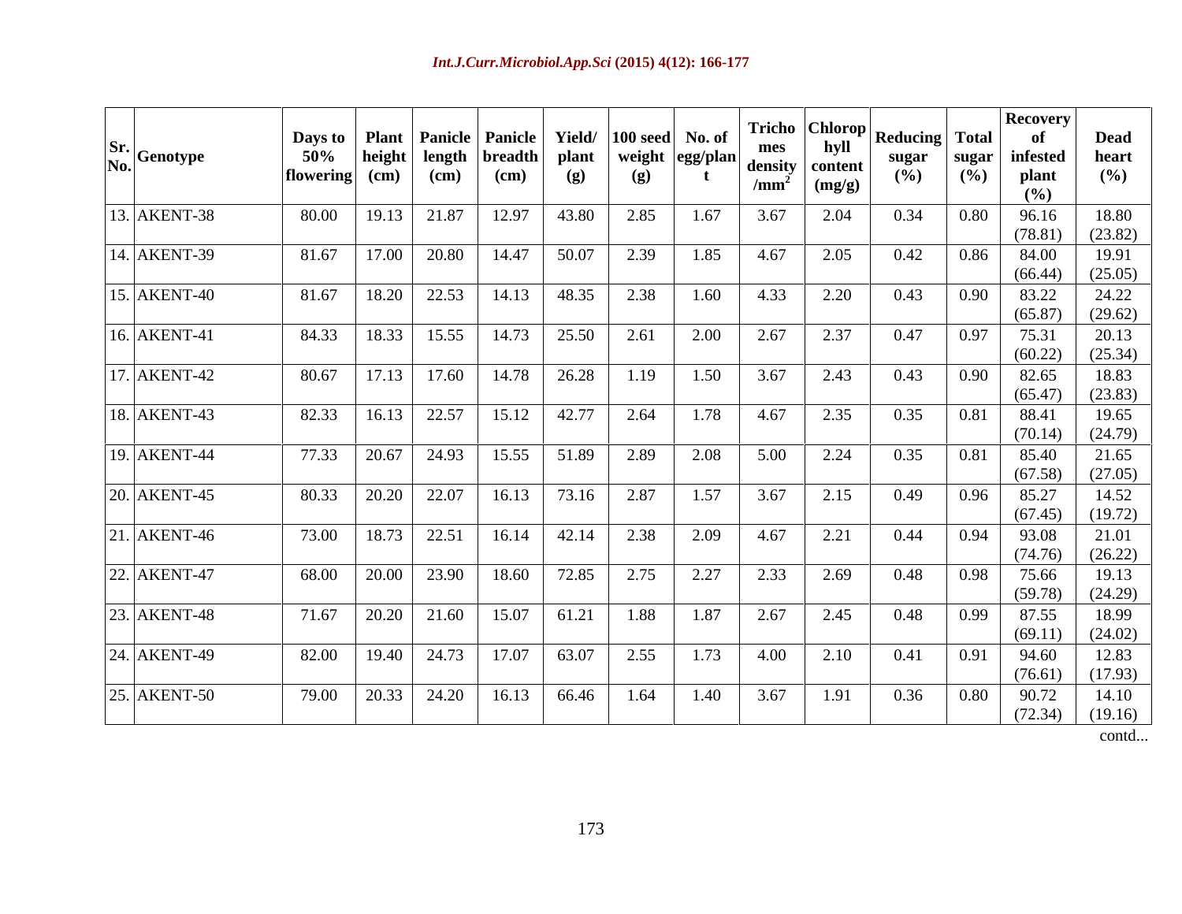| Sr. No. | Genotype | Days to 50% flowering | Plant height (cm) | Panicle length (cm) | Panicle breadth (cm) | Yield/ plant (g) | 100 seed weight (g) | No. of egg/plant | Trichomes density /mm$^2$ | Chlorophyll content (mg/g) | Reducing sugar (%) | Total sugar (%) | Recovery of infested plant (%) | Dead heart (%) |
|---|---|---|---|---|---|---|---|---|---|---|---|---|---|---|
| 13. | AKENT-38 | 80.00 | 19.13 | 21.87 | 12.97 | 43.80 | 2.85 | 1.67 | 3.67 | 2.04 | 0.34 | 0.80 | 96.16 (78.81) | 18.80 (23.82) |
| 14. | AKENT-39 | 81.67 | 17.00 | 20.80 | 14.47 | 50.07 | 2.39 | 1.85 | 4.67 | 2.05 | 0.42 | 0.86 | 84.00 (66.44) | 19.91 (25.05) |
| 15. | AKENT-40 | 81.67 | 18.20 | 22.53 | 14.13 | 48.35 | 2.38 | 1.60 | 4.33 | 2.20 | 0.43 | 0.90 | 83.22 (65.87) | 24.22 (29.62) |
| 16. | AKENT-41 | 84.33 | 18.33 | 15.55 | 14.73 | 25.50 | 2.61 | 2.00 | 2.67 | 2.37 | 0.47 | 0.97 | 75.31 (60.22) | 20.13 (25.34) |
| 17. | AKENT-42 | 80.67 | 17.13 | 17.60 | 14.78 | 26.28 | 1.19 | 1.50 | 3.67 | 2.43 | 0.43 | 0.90 | 82.65 (65.47) | 18.83 (23.83) |
| 18. | AKENT-43 | 82.33 | 16.13 | 22.57 | 15.12 | 42.77 | 2.64 | 1.78 | 4.67 | 2.35 | 0.35 | 0.81 | 88.41 (70.14) | 19.65 (24.79) |
| 19. | AKENT-44 | 77.33 | 20.67 | 24.93 | 15.55 | 51.89 | 2.89 | 2.08 | 5.00 | 2.24 | 0.35 | 0.81 | 85.40 (67.58) | 21.65 (27.05) |
| 20. | AKENT-45 | 80.33 | 20.20 | 22.07 | 16.13 | 73.16 | 2.87 | 1.57 | 3.67 | 2.15 | 0.49 | 0.96 | 85.27 (67.45) | 14.52 (19.72) |
| 21. | AKENT-46 | 73.00 | 18.73 | 22.51 | 16.14 | 42.14 | 2.38 | 2.09 | 4.67 | 2.21 | 0.44 | 0.94 | 93.08 (74.76) | 21.01 (26.22) |
| 22. | AKENT-47 | 68.00 | 20.00 | 23.90 | 18.60 | 72.85 | 2.75 | 2.27 | 2.33 | 2.69 | 0.48 | 0.98 | 75.66 (59.78) | 19.13 (24.29) |
| 23. | AKENT-48 | 71.67 | 20.20 | 21.60 | 15.07 | 61.21 | 1.88 | 1.87 | 2.67 | 2.45 | 0.48 | 0.99 | 87.55 (69.11) | 18.99 (24.02) |
| 24. | AKENT-49 | 82.00 | 19.40 | 24.73 | 17.07 | 63.07 | 2.55 | 1.73 | 4.00 | 2.10 | 0.41 | 0.91 | 94.60 (76.61) | 12.83 (17.93) |
| 25. | AKENT-50 | 79.00 | 20.33 | 24.20 | 16.13 | 66.46 | 1.64 | 1.40 | 3.67 | 1.91 | 0.36 | 0.80 | 90.72 (72.34) | 14.10 (19.16) |

contd...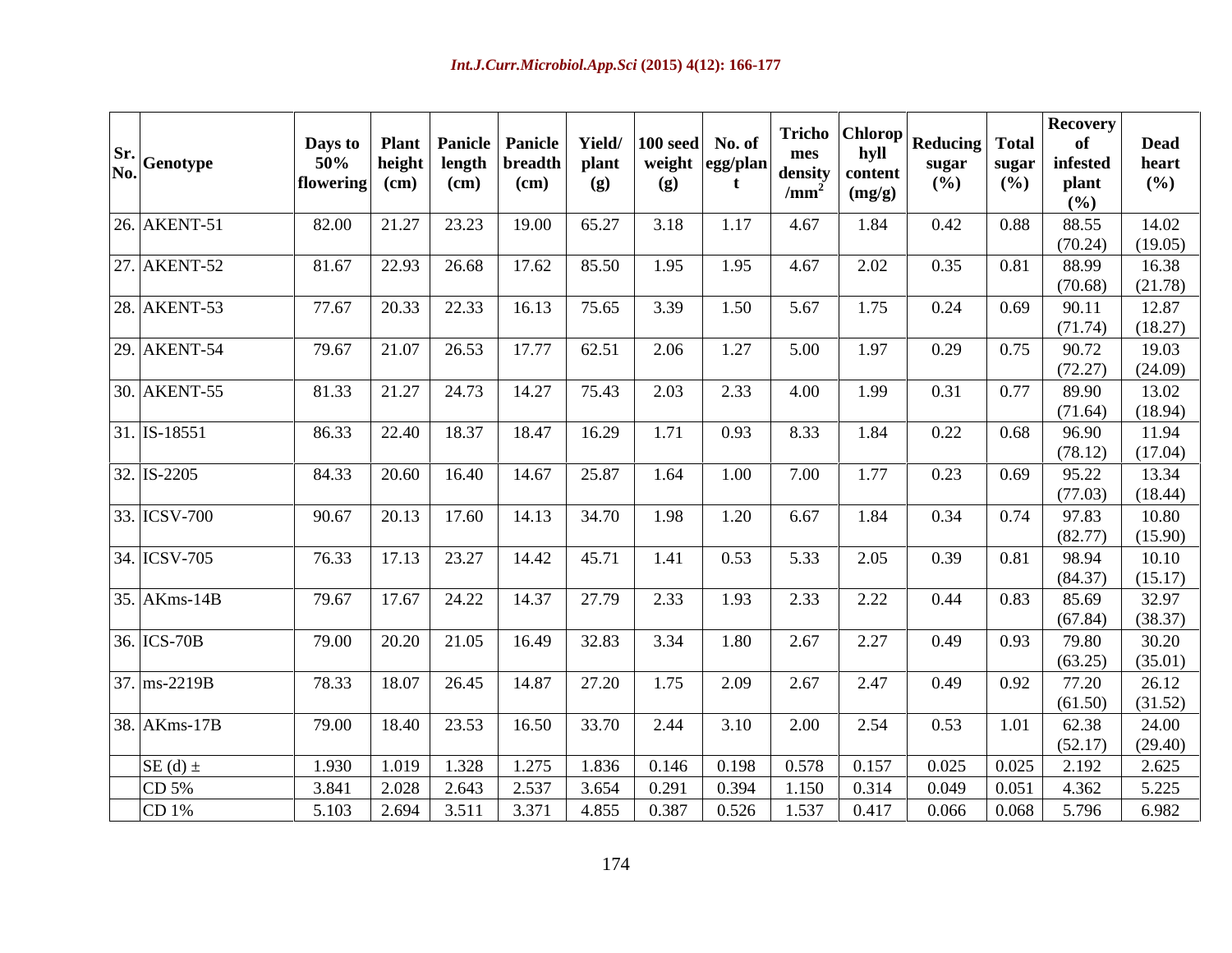| Sr. No. | Genotype | Days to 50% flowering | Plant height (cm) | Panicle length (cm) | Panicle breadth (cm) | Yield/ plant (g) | 100 seed weight (g) | No. of egg/plant | Trichomes density /mm$^2$ | Chlorophyll content (mg/g) | Reducing sugar (%) | Total sugar (%) | Recovery of infested plant (%) | Dead heart (%) |
|---|---|---|---|---|---|---|---|---|---|---|---|---|---|---|
| 26. | AKENT-51 | 82.00 | 21.27 | 23.23 | 19.00 | 65.27 | 3.18 | 1.17 | 4.67 | 1.84 | 0.42 | 0.88 | 88.55 (70.24) | 14.02 (19.05) |
| 27. | AKENT-52 | 81.67 | 22.93 | 26.68 | 17.62 | 85.50 | 1.95 | 1.95 | 4.67 | 2.02 | 0.35 | 0.81 | 88.99 (70.68) | 16.38 (21.78) |
| 28. | AKENT-53 | 77.67 | 20.33 | 22.33 | 16.13 | 75.65 | 3.39 | 1.50 | 5.67 | 1.75 | 0.24 | 0.69 | 90.11 (71.74) | 12.87 (18.27) |
| 29. | AKENT-54 | 79.67 | 21.07 | 26.53 | 17.77 | 62.51 | 2.06 | 1.27 | 5.00 | 1.97 | 0.29 | 0.75 | 90.72 (72.27) | 19.03 (24.09) |
| 30. | AKENT-55 | 81.33 | 21.27 | 24.73 | 14.27 | 75.43 | 2.03 | 2.33 | 4.00 | 1.99 | 0.31 | 0.77 | 89.90 (71.64) | 13.02 (18.94) |
| 31. | IS-18551 | 86.33 | 22.40 | 18.37 | 18.47 | 16.29 | 1.71 | 0.93 | 8.33 | 1.84 | 0.22 | 0.68 | 96.90 (78.12) | 11.94 (17.04) |
| 32. | IS-2205 | 84.33 | 20.60 | 16.40 | 14.67 | 25.87 | 1.64 | 1.00 | 7.00 | 1.77 | 0.23 | 0.69 | 95.22 (77.03) | 13.34 (18.44) |
| 33. | ICSV-700 | 90.67 | 20.13 | 17.60 | 14.13 | 34.70 | 1.98 | 1.20 | 6.67 | 1.84 | 0.34 | 0.74 | 97.83 (82.77) | 10.80 (15.90) |
| 34. | ICSV-705 | 76.33 | 17.13 | 23.27 | 14.42 | 45.71 | 1.41 | 0.53 | 5.33 | 2.05 | 0.39 | 0.81 | 98.94 (84.37) | 10.10 (15.17) |
| 35. | AKms-14B | 79.67 | 17.67 | 24.22 | 14.37 | 27.79 | 2.33 | 1.93 | 2.33 | 2.22 | 0.44 | 0.83 | 85.69 (67.84) | 32.97 (38.37) |
| 36. | ICS-70B | 79.00 | 20.20 | 21.05 | 16.49 | 32.83 | 3.34 | 1.80 | 2.67 | 2.27 | 0.49 | 0.93 | 79.80 (63.25) | 30.20 (35.01) |
| 37. | ms-2219B | 78.33 | 18.07 | 26.45 | 14.87 | 27.20 | 1.75 | 2.09 | 2.67 | 2.47 | 0.49 | 0.92 | 77.20 (61.50) | 26.12 (31.52) |
| 38. | AKms-17B | 79.00 | 18.40 | 23.53 | 16.50 | 33.70 | 2.44 | 3.10 | 2.00 | 2.54 | 0.53 | 1.01 | 62.38 (52.17) | 24.00 (29.40) |
| | SE (d) ± | 1.930 | 1.019 | 1.328 | 1.275 | 1.836 | 0.146 | 0.198 | 0.578 | 0.157 | 0.025 | 0.025 | 2.192 | 2.625 |
| | CD 5% | 3.841 | 2.028 | 2.643 | 2.537 | 3.654 | 0.291 | 0.394 | 1.150 | 0.314 | 0.049 | 0.051 | 4.362 | 5.225 |
| | CD 1% | 5.103 | 2.694 | 3.511 | 3.371 | 4.855 | 0.387 | 0.526 | 1.537 | 0.417 | 0.066 | 0.068 | 5.796 | 6.982 |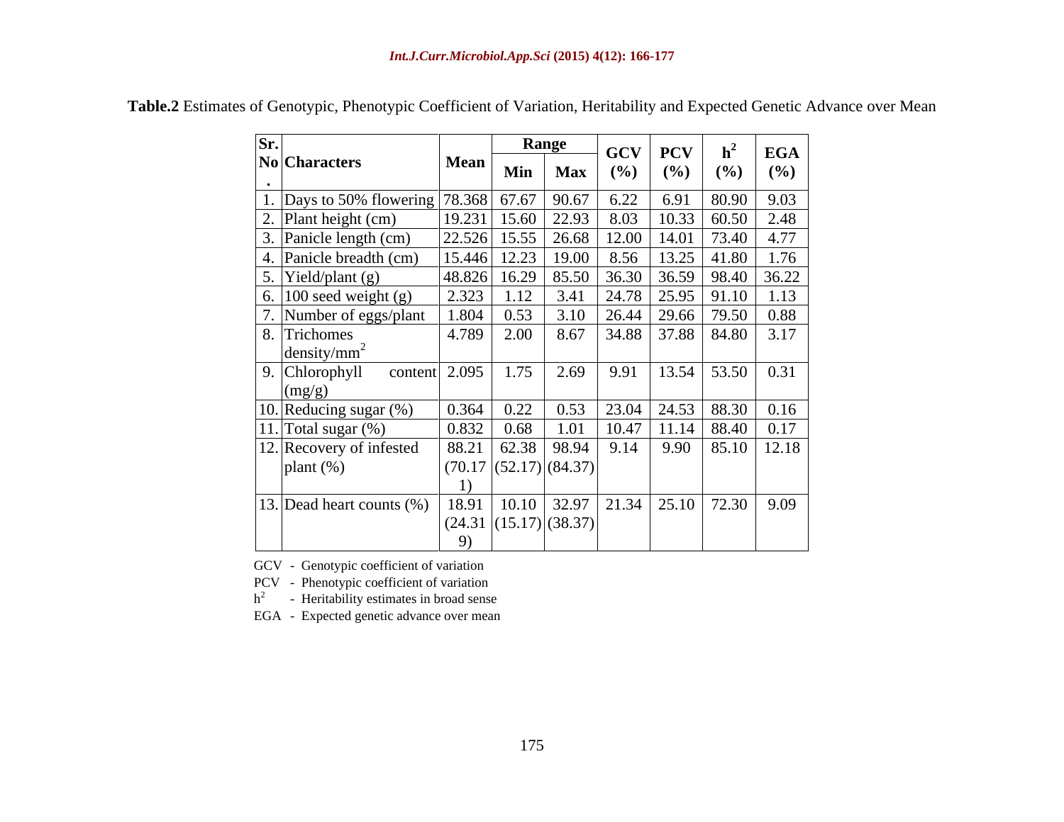**Table.2** Estimates of Genotypic, Phenotypic Coefficient of Variation, Heritability and Expected Genetic Advance over Mean

| Sr. No. | Characters | Mean | Range | | GCV (%) | PCV (%) | $h^2$ (%) | EGA (%) |
|---|---|---|---|---|---|---|---|---|
| | | | Min | Max | | | | |
| 1. | Days to 50% flowering | 78.368 | 67.67 | 90.67 | 6.22 | 6.91 | 80.90 | 9.03 |
| 2. | Plant height (cm) | 19.231 | 15.60 | 22.93 | 8.03 | 10.33 | 60.50 | 2.48 |
| 3. | Panicle length (cm) | 22.526 | 15.55 | 26.68 | 12.00 | 14.01 | 73.40 | 4.77 |
| 4. | Panicle breadth (cm) | 15.446 | 12.23 | 19.00 | 8.56 | 13.25 | 41.80 | 1.76 |
| 5. | Yield/plant (g) | 48.826 | 16.29 | 85.50 | 36.30 | 36.59 | 98.40 | 36.22 |
| 6. | 100 seed weight (g) | 2.323 | 1.12 | 3.41 | 24.78 | 25.95 | 91.10 | 1.13 |
| 7. | Number of eggs/plant | 1.804 | 0.53 | 3.10 | 26.44 | 29.66 | 79.50 | 0.88 |
| 8. | Trichomes density/$mm^2$ | 4.789 | 2.00 | 8.67 | 34.88 | 37.88 | 84.80 | 3.17 |
| 9. | Chlorophyll content (mg/g) | 2.095 | 1.75 | 2.69 | 9.91 | 13.54 | 53.50 | 0.31 |
| 10. | Reducing sugar (%) | 0.364 | 0.22 | 0.53 | 23.04 | 24.53 | 88.30 | 0.16 |
| 11. | Total sugar (%) | 0.832 | 0.68 | 1.01 | 10.47 | 11.14 | 88.40 | 0.17 |
| 12. | Recovery of infested plant (%) | 88.21 (70.171) | 62.38 (52.17) | 98.94 (84.37) | 9.14 | 9.90 | 85.10 | 12.18 |
| 13. | Dead heart counts (%) | 18.91 (24.319) | 10.10 (15.17) | 32.97 (38.37) | 21.34 | 25.10 | 72.30 | 9.09 |

GCV - Genotypic coefficient of variation

PCV - Phenotypic coefficient of variation

$h^2$ - Heritability estimates in broad sense

EGA - Expected genetic advance over mean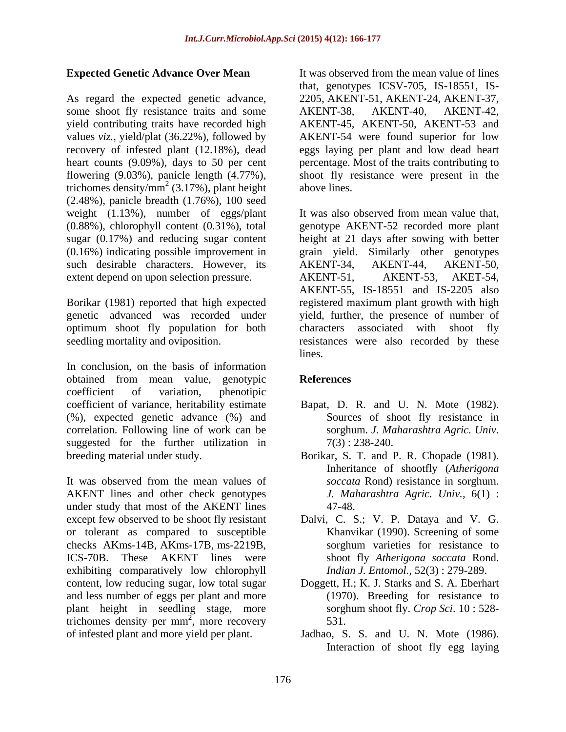## Expected Genetic Advance Over Mean

As regard the expected genetic advance, some shoot fly resistance traits and some yield contributing traits have recorded high values *viz.*, yield/plat (36.22%), followed by recovery of infested plant (12.18%), dead heart counts (9.09%), days to 50 per cent flowering (9.03%), panicle length (4.77%), trichomes density/$mm^2$ (3.17%), plant height (2.48%), panicle breadth (1.76%), 100 seed weight (1.13%), number of eggs/plant (0.88%), chlorophyll content (0.31%), total sugar (0.17%) and reducing sugar content (0.16%) indicating possible improvement in such desirable characters. However, its extent depend on upon selection pressure.

Borikar (1981) reported that high expected genetic advanced was recorded under optimum shoot fly population for both seedling mortality and oviposition.

In conclusion, on the basis of information obtained from mean value, genotypic coefficient of variation, phenotipic coefficient of variance, heritability estimate (%), expected genetic advance (%) and correlation. Following line of work can be suggested for the further utilization in breeding material under study.

It was observed from the mean values of AKENT lines and other check genotypes under study that most of the AKENT lines except few observed to be shoot fly resistant or tolerant as compared to susceptible checks AKms-14B, AKms-17B, ms-2219B, ICS-70B. These AKENT lines were exhibiting comparatively low chlorophyll content, low reducing sugar, low total sugar and less number of eggs per plant and more plant height in seedling stage, more trichomes density per $mm^2$, more recovery of infested plant and more yield per plant.

It was observed from the mean value of lines that, genotypes ICSV-705, IS-18551, IS-2205, AKENT-51, AKENT-24, AKENT-37, AKENT-38, AKENT-40, AKENT-42, AKENT-45, AKENT-50, AKENT-53 and AKENT-54 were found superior for low eggs laying per plant and low dead heart percentage. Most of the traits contributing to shoot fly resistance were present in the above lines.

It was also observed from mean value that, genotype AKENT-52 recorded more plant height at 21 days after sowing with better grain yield. Similarly other genotypes AKENT-34, AKENT-44, AKENT-50, AKENT-51, AKENT-53, AKET-54, AKENT-55, IS-18551 and IS-2205 also registered maximum plant growth with high yield, further, the presence of number of characters associated with shoot fly resistances were also recorded by these lines.

## References

- Bapat, D. R. and U. N. Mote (1982). Sources of shoot fly resistance in sorghum. *J. Maharashtra Agric. Univ*. 7(3) : 238-240.
- Borikar, S. T. and P. R. Chopade (1981). Inheritance of shootfly (*Atherigona soccata* Rond) resistance in sorghum. *J. Maharashtra Agric. Univ.,* 6(1) : 47-48.
- Dalvi, C. S.; V. P. Dataya and V. G. Khanvikar (1990). Screening of some sorghum varieties for resistance to shoot fly *Atherigona soccata* Rond. *Indian J. Entomol.,* 52(3) : 279-289.
- Doggett, H.; K. J. Starks and S. A. Eberhart (1970). Breeding for resistance to sorghum shoot fly. *Crop Sci*. 10 : 528-531.
- Jadhao, S. S. and U. N. Mote (1986). Interaction of shoot fly egg laying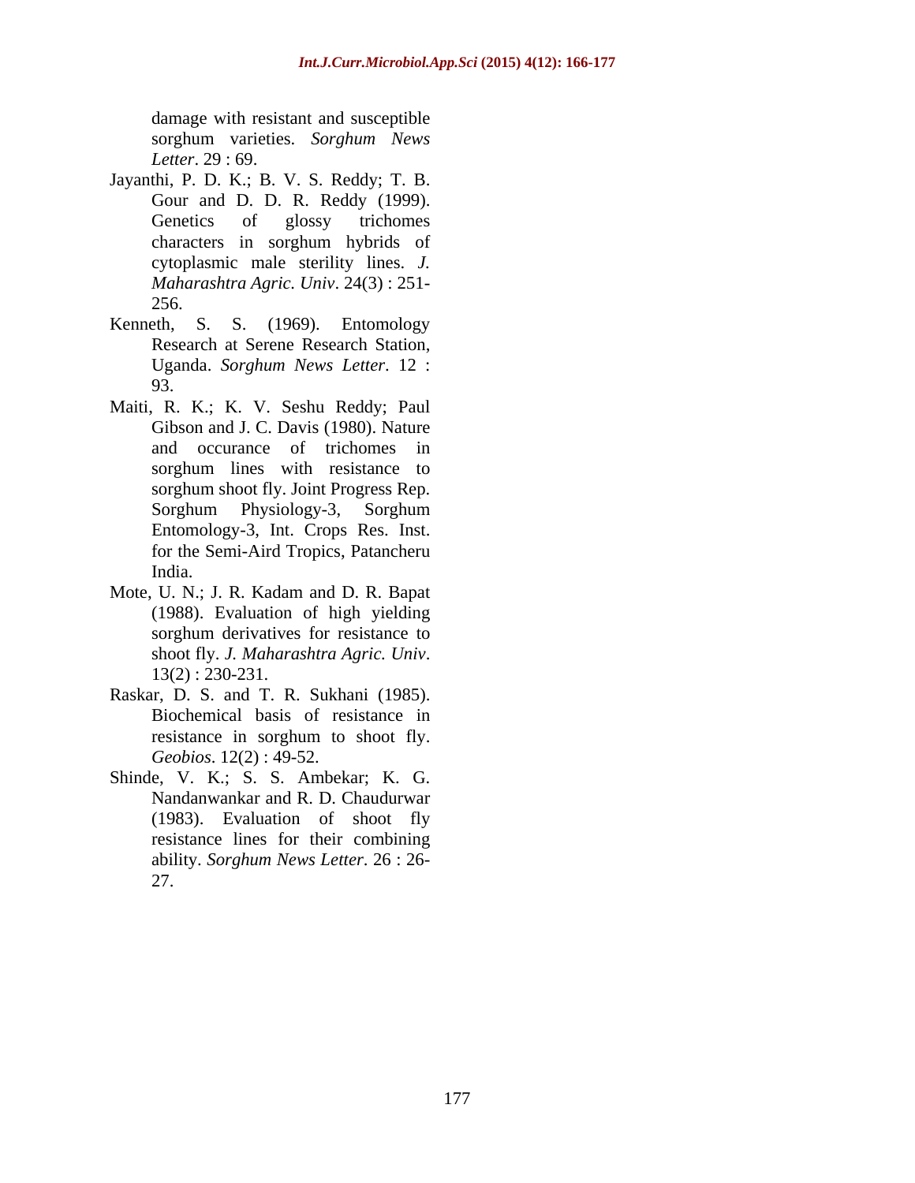damage with resistant and susceptible sorghum varieties. *Sorghum News Letter*. 29 : 69.

Jayanthi, P. D. K.; B. V. S. Reddy; T. B. Gour and D. D. R. Reddy (1999). Genetics of glossy trichomes characters in sorghum hybrids of cytoplasmic male sterility lines. *J. Maharashtra Agric. Univ*. 24(3) : 251-256.

Kenneth, S. S. (1969). Entomology Research at Serene Research Station, Uganda. *Sorghum News Letter*. 12 : 93.

Maiti, R. K.; K. V. Seshu Reddy; Paul Gibson and J. C. Davis (1980). Nature and occurance of trichomes in sorghum lines with resistance to sorghum shoot fly. Joint Progress Rep. Sorghum Physiology-3, Sorghum Entomology-3, Int. Crops Res. Inst. for the Semi-Aird Tropics, Patancheru India.

Mote, U. N.; J. R. Kadam and D. R. Bapat (1988). Evaluation of high yielding sorghum derivatives for resistance to shoot fly. *J. Maharashtra Agric. Univ*. 13(2) : 230-231.

Raskar, D. S. and T. R. Sukhani (1985). Biochemical basis of resistance in resistance in sorghum to shoot fly. *Geobios*. 12(2) : 49-52.

Shinde, V. K.; S. S. Ambekar; K. G. Nandanwankar and R. D. Chaudurwar (1983). Evaluation of shoot fly resistance lines for their combining ability. *Sorghum News Letter*. 26 : 26-27.